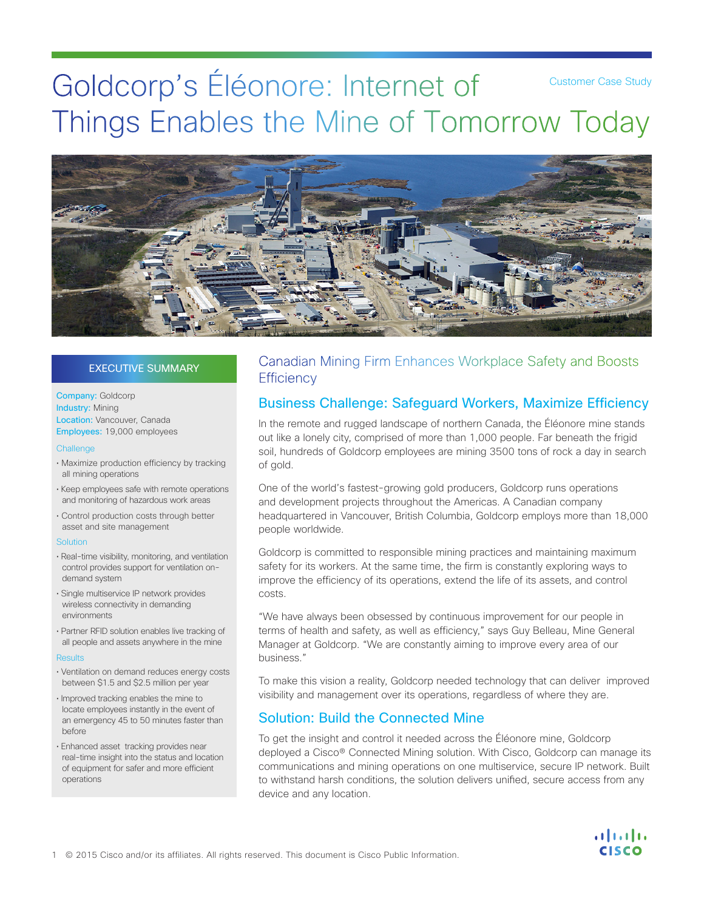Customer Case Study

# Goldcorp's Éléonore: Internet of Things Enables the Mine of Tomorrow Today

## EXECUTIVE SUMMARY

**Company:** Goldcorp
**Industry:** Mining
**Location:** Vancouver, Canada
**Employees:** 19,000 employees

**Challenge**

- Maximize production efficiency by tracking all mining operations
- Keep employees safe with remote operations and monitoring of hazardous work areas
- Control production costs through better asset and site management

**Solution**

- Real-time visibility, monitoring, and ventilation control provides support for ventilation on-demand system
- Single multiservice IP network provides wireless connectivity in demanding environments
- Partner RFID solution enables live tracking of all people and assets anywhere in the mine

**Results**

- Ventilation on demand reduces energy costs between $1.5 and $2.5 million per year
- Improved tracking enables the mine to locate employees instantly in the event of an emergency 45 to 50 minutes faster than before
- Enhanced asset tracking provides near real-time insight into the status and location of equipment for safer and more efficient operations

## Canadian Mining Firm Enhances Workplace Safety and Boosts Efficiency

### Business Challenge: Safeguard Workers, Maximize Efficiency

In the remote and rugged landscape of northern Canada, the Éléonore mine stands out like a lonely city, comprised of more than 1,000 people. Far beneath the frigid soil, hundreds of Goldcorp employees are mining 3500 tons of rock a day in search of gold.

One of the world's fastest-growing gold producers, Goldcorp runs operations and development projects throughout the Americas. A Canadian company headquartered in Vancouver, British Columbia, Goldcorp employs more than 18,000 people worldwide.

Goldcorp is committed to responsible mining practices and maintaining maximum safety for its workers. At the same time, the firm is constantly exploring ways to improve the efficiency of its operations, extend the life of its assets, and control costs.

"We have always been obsessed by continuous improvement for our people in terms of health and safety, as well as efficiency," says Guy Belleau, Mine General Manager at Goldcorp. "We are constantly aiming to improve every area of our business."

To make this vision a reality, Goldcorp needed technology that can deliver improved visibility and management over its operations, regardless of where they are.

### Solution: Build the Connected Mine

To get the insight and control it needed across the Éléonore mine, Goldcorp deployed a Cisco® Connected Mining solution. With Cisco, Goldcorp can manage its communications and mining operations on one multiservice, secure IP network. Built to withstand harsh conditions, the solution delivers unified, secure access from any device and any location.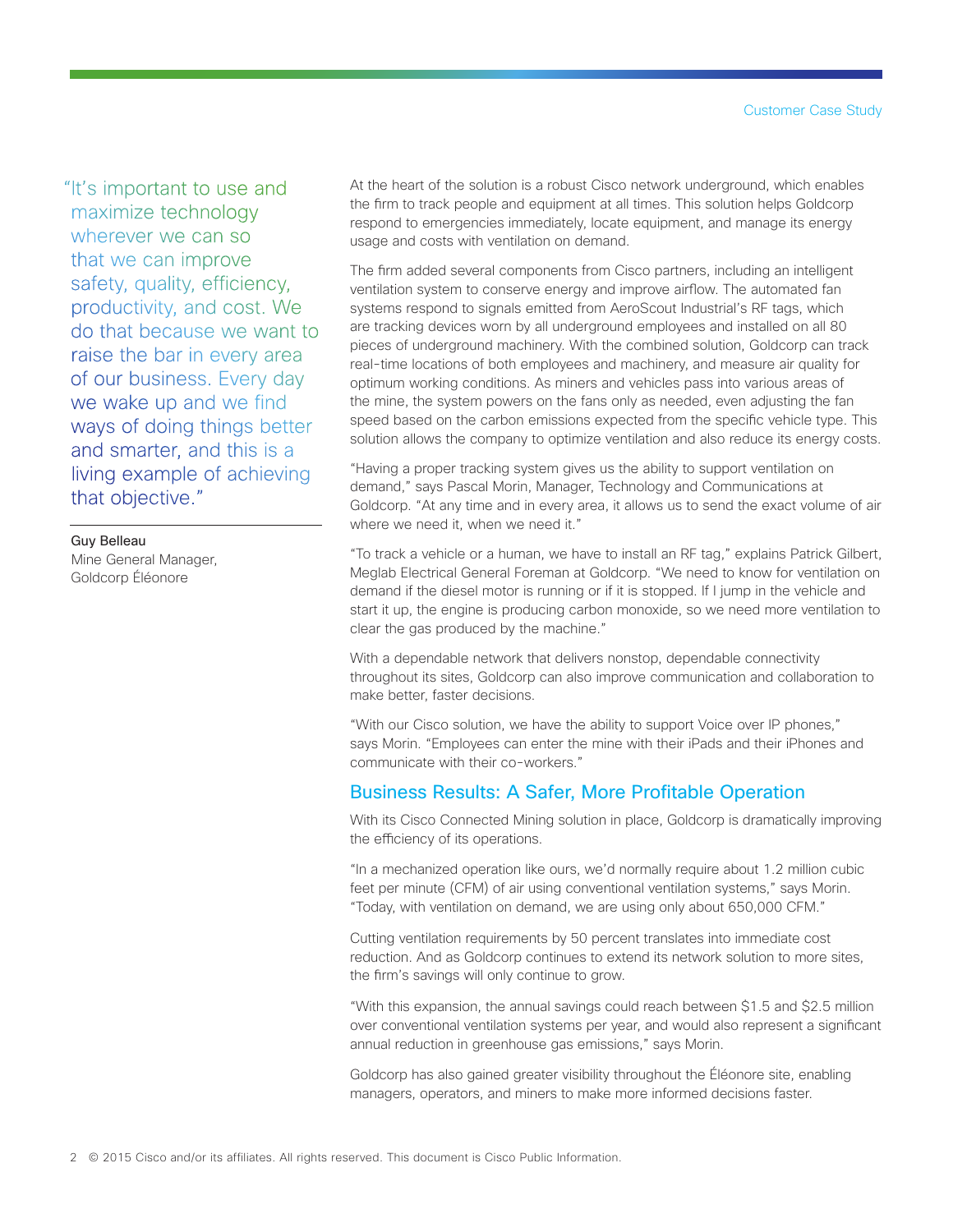> "It's important to use and maximize technology wherever we can so that we can improve safety, quality, efficiency, productivity, and cost. We do that because we want to raise the bar in every area of our business. Every day we wake up and we find ways of doing things better and smarter, and this is a living example of achieving that objective."

Guy Belleau
Mine General Manager,
Goldcorp Éléonore

At the heart of the solution is a robust Cisco network underground, which enables the firm to track people and equipment at all times. This solution helps Goldcorp respond to emergencies immediately, locate equipment, and manage its energy usage and costs with ventilation on demand.

The firm added several components from Cisco partners, including an intelligent ventilation system to conserve energy and improve airflow. The automated fan systems respond to signals emitted from AeroScout Industrial's RF tags, which are tracking devices worn by all underground employees and installed on all 80 pieces of underground machinery. With the combined solution, Goldcorp can track real-time locations of both employees and machinery, and measure air quality for optimum working conditions. As miners and vehicles pass into various areas of the mine, the system powers on the fans only as needed, even adjusting the fan speed based on the carbon emissions expected from the specific vehicle type. This solution allows the company to optimize ventilation and also reduce its energy costs.

"Having a proper tracking system gives us the ability to support ventilation on demand," says Pascal Morin, Manager, Technology and Communications at Goldcorp. "At any time and in every area, it allows us to send the exact volume of air where we need it, when we need it."

"To track a vehicle or a human, we have to install an RF tag," explains Patrick Gilbert, Meglab Electrical General Foreman at Goldcorp. "We need to know for ventilation on demand if the diesel motor is running or if it is stopped. If I jump in the vehicle and start it up, the engine is producing carbon monoxide, so we need more ventilation to clear the gas produced by the machine."

With a dependable network that delivers nonstop, dependable connectivity throughout its sites, Goldcorp can also improve communication and collaboration to make better, faster decisions.

"With our Cisco solution, we have the ability to support Voice over IP phones," says Morin. "Employees can enter the mine with their iPads and their iPhones and communicate with their co-workers."

## Business Results: A Safer, More Profitable Operation

With its Cisco Connected Mining solution in place, Goldcorp is dramatically improving the efficiency of its operations.

"In a mechanized operation like ours, we'd normally require about 1.2 million cubic feet per minute (CFM) of air using conventional ventilation systems," says Morin. "Today, with ventilation on demand, we are using only about 650,000 CFM."

Cutting ventilation requirements by 50 percent translates into immediate cost reduction. And as Goldcorp continues to extend its network solution to more sites, the firm's savings will only continue to grow.

"With this expansion, the annual savings could reach between $1.5 and $2.5 million over conventional ventilation systems per year, and would also represent a significant annual reduction in greenhouse gas emissions," says Morin.

Goldcorp has also gained greater visibility throughout the Éléonore site, enabling managers, operators, and miners to make more informed decisions faster.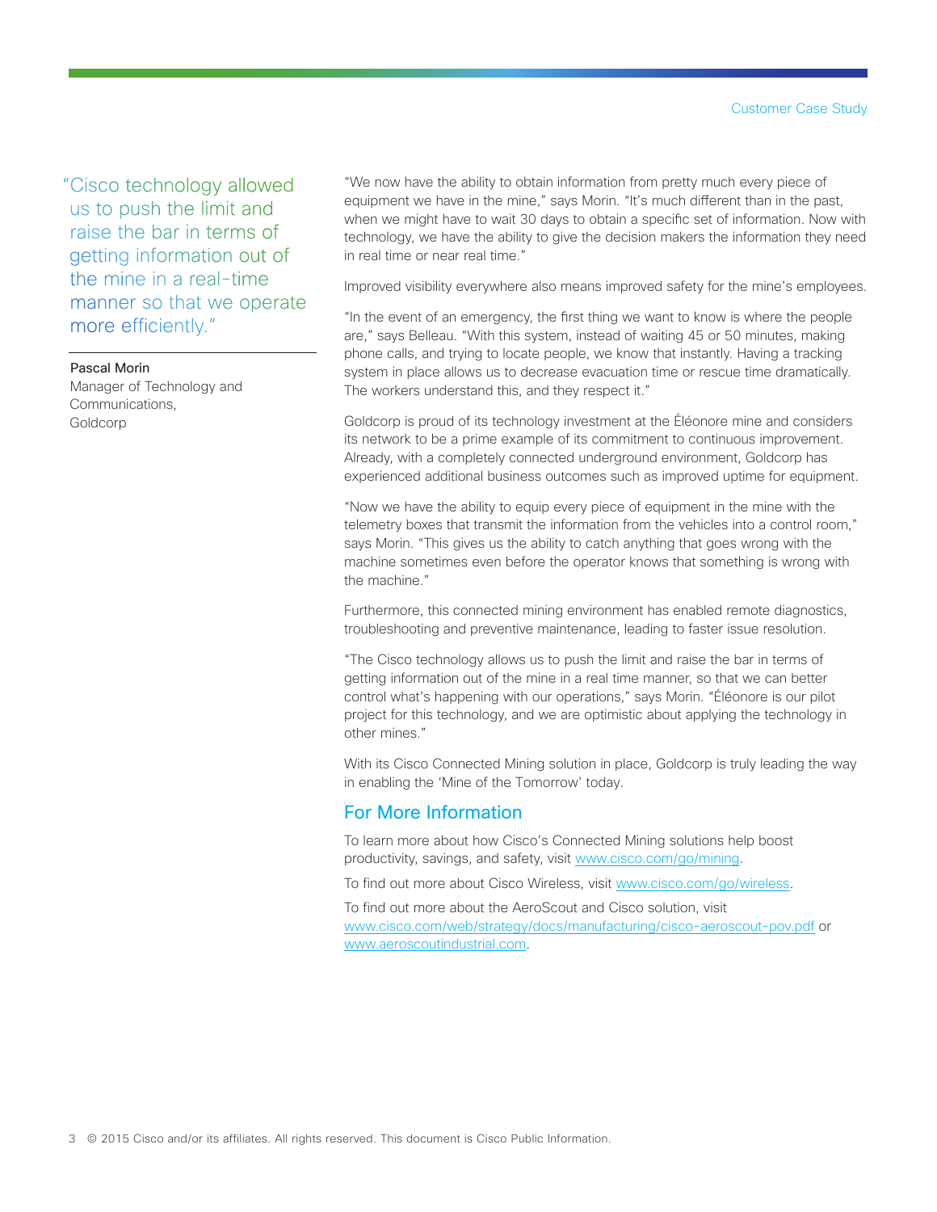> "Cisco technology allowed us to push the limit and raise the bar in terms of getting information out of the mine in a real-time manner so that we operate more efficiently."
>
> **Pascal Morin**
> Manager of Technology and Communications, Goldcorp

"We now have the ability to obtain information from pretty much every piece of equipment we have in the mine," says Morin. "It's much different than in the past, when we might have to wait 30 days to obtain a specific set of information. Now with technology, we have the ability to give the decision makers the information they need in real time or near real time."

Improved visibility everywhere also means improved safety for the mine's employees.

"In the event of an emergency, the first thing we want to know is where the people are," says Belleau. "With this system, instead of waiting 45 or 50 minutes, making phone calls, and trying to locate people, we know that instantly. Having a tracking system in place allows us to decrease evacuation time or rescue time dramatically. The workers understand this, and they respect it."

Goldcorp is proud of its technology investment at the Éléonore mine and considers its network to be a prime example of its commitment to continuous improvement. Already, with a completely connected underground environment, Goldcorp has experienced additional business outcomes such as improved uptime for equipment.

"Now we have the ability to equip every piece of equipment in the mine with the telemetry boxes that transmit the information from the vehicles into a control room," says Morin. "This gives us the ability to catch anything that goes wrong with the machine sometimes even before the operator knows that something is wrong with the machine."

Furthermore, this connected mining environment has enabled remote diagnostics, troubleshooting and preventive maintenance, leading to faster issue resolution.

"The Cisco technology allows us to push the limit and raise the bar in terms of getting information out of the mine in a real time manner, so that we can better control what's happening with our operations," says Morin. "Éléonore is our pilot project for this technology, and we are optimistic about applying the technology in other mines."

With its Cisco Connected Mining solution in place, Goldcorp is truly leading the way in enabling the 'Mine of the Tomorrow' today.

## For More Information

To learn more about how Cisco's Connected Mining solutions help boost productivity, savings, and safety, visit www.cisco.com/go/mining.

To find out more about Cisco Wireless, visit www.cisco.com/go/wireless.

To find out more about the AeroScout and Cisco solution, visit www.cisco.com/web/strategy/docs/manufacturing/cisco-aeroscout-pov.pdf or www.aeroscoutindustrial.com.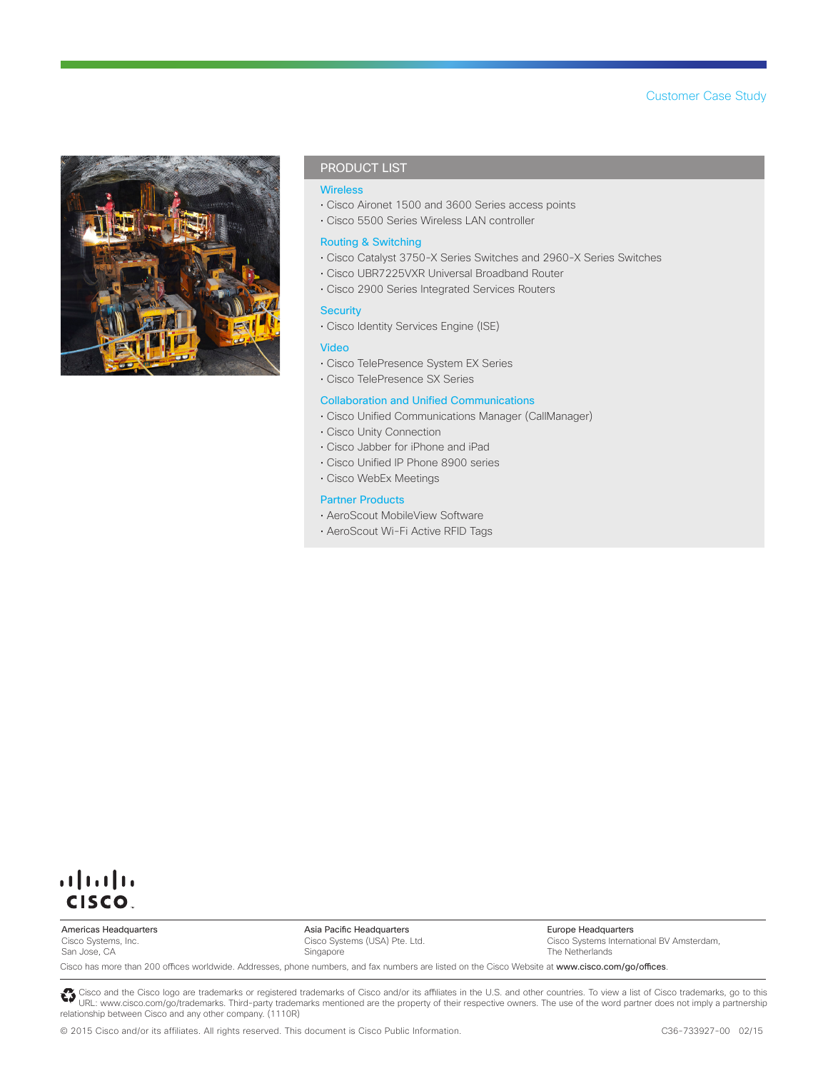## PRODUCT LIST

**Wireless**

- Cisco Aironet 1500 and 3600 Series access points
- Cisco 5500 Series Wireless LAN controller

**Routing & Switching**

- Cisco Catalyst 3750-X Series Switches and 2960-X Series Switches
- Cisco UBR7225VXR Universal Broadband Router
- Cisco 2900 Series Integrated Services Routers

**Security**

- Cisco Identity Services Engine (ISE)

**Video**

- Cisco TelePresence System EX Series
- Cisco TelePresence SX Series

**Collaboration and Unified Communications**

- Cisco Unified Communications Manager (CallManager)
- Cisco Unity Connection
- Cisco Jabber for iPhone and iPad
- Cisco Unified IP Phone 8900 series
- Cisco WebEx Meetings

**Partner Products**

- AeroScout MobileView Software
- AeroScout Wi-Fi Active RFID Tags

Americas Headquarters
Cisco Systems, Inc.
San Jose, CA

Asia Pacific Headquarters
Cisco Systems (USA) Pte. Ltd.
Singapore

Europe Headquarters
Cisco Systems International BV Amsterdam,
The Netherlands

Cisco has more than 200 offices worldwide. Addresses, phone numbers, and fax numbers are listed on the Cisco Website at **www.cisco.com/go/offices**.

Cisco and the Cisco logo are trademarks or registered trademarks of Cisco and/or its affiliates in the U.S. and other countries. To view a list of Cisco trademarks, go to this URL: www.cisco.com/go/trademarks. Third-party trademarks mentioned are the property of their respective owners. The use of the word partner does not imply a partnership relationship between Cisco and any other company. (1110R)

© 2015 Cisco and/or its affiliates. All rights reserved. This document is Cisco Public Information.

C36-733927-00 02/15